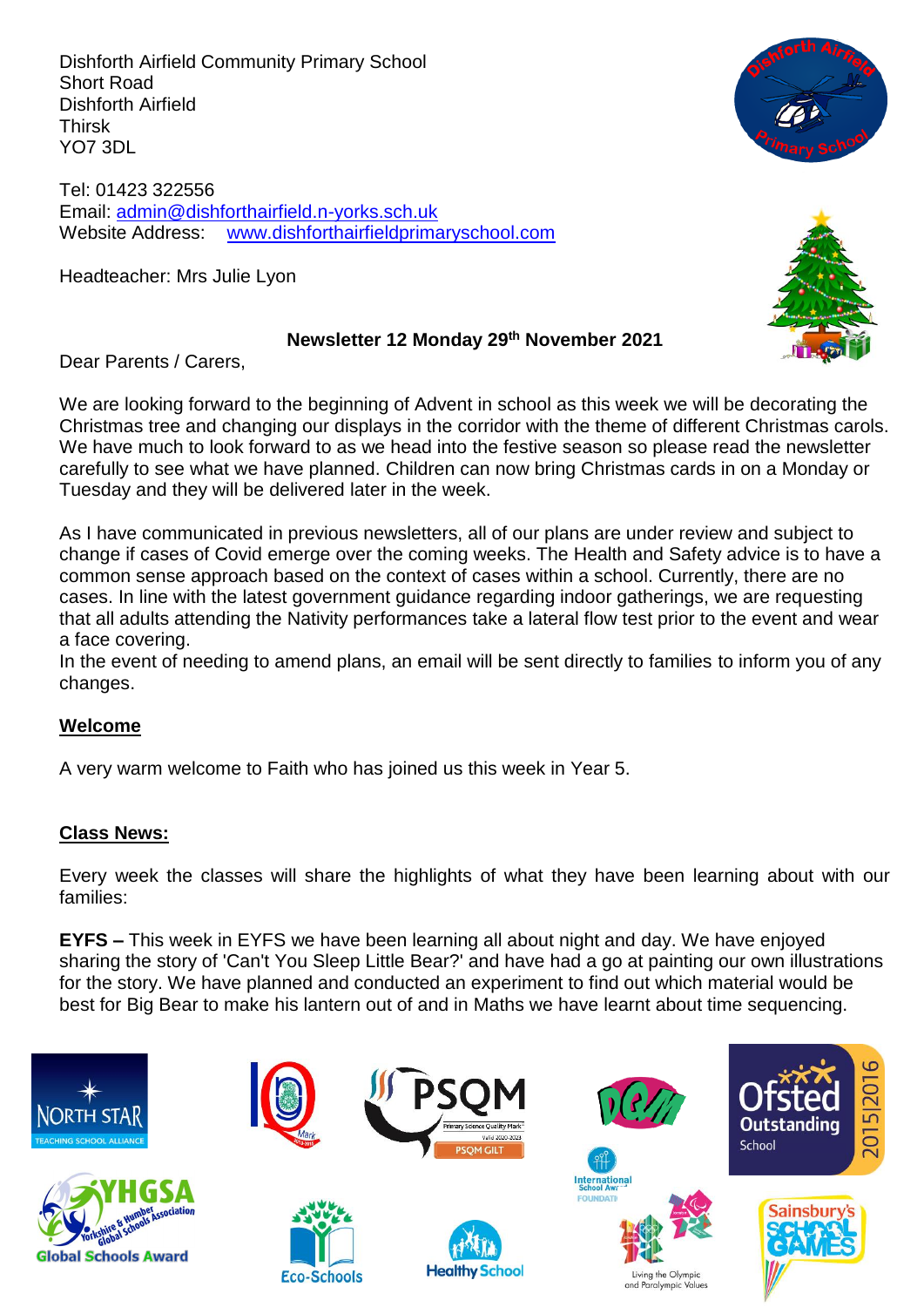Dishforth Airfield Community Primary School
Short Road
Dishforth Airfield
Thirsk
YO7 3DL

Tel: 01423 322556
Email: admin@dishforthairfield.n-yorks.sch.uk
Website Address: www.dishforthairfieldprimaryschool.com

Headteacher: Mrs Julie Lyon

**Newsletter 12 Monday 29th November 2021**

Dear Parents / Carers,

We are looking forward to the beginning of Advent in school as this week we will be decorating the Christmas tree and changing our displays in the corridor with the theme of different Christmas carols. We have much to look forward to as we head into the festive season so please read the newsletter carefully to see what we have planned. Children can now bring Christmas cards in on a Monday or Tuesday and they will be delivered later in the week.

As I have communicated in previous newsletters, all of our plans are under review and subject to change if cases of Covid emerge over the coming weeks. The Health and Safety advice is to have a common sense approach based on the context of cases within a school. Currently, there are no cases. In line with the latest government guidance regarding indoor gatherings, we are requesting that all adults attending the Nativity performances take a lateral flow test prior to the event and wear a face covering.

In the event of needing to amend plans, an email will be sent directly to families to inform you of any changes.

## Welcome

A very warm welcome to Faith who has joined us this week in Year 5.

## Class News:

Every week the classes will share the highlights of what they have been learning about with our families:

**EYFS –** This week in EYFS we have been learning all about night and day. We have enjoyed sharing the story of 'Can't You Sleep Little Bear?' and have had a go at painting our own illustrations for the story. We have planned and conducted an experiment to find out which material would be best for Big Bear to make his lantern out of and in Maths we have learnt about time sequencing.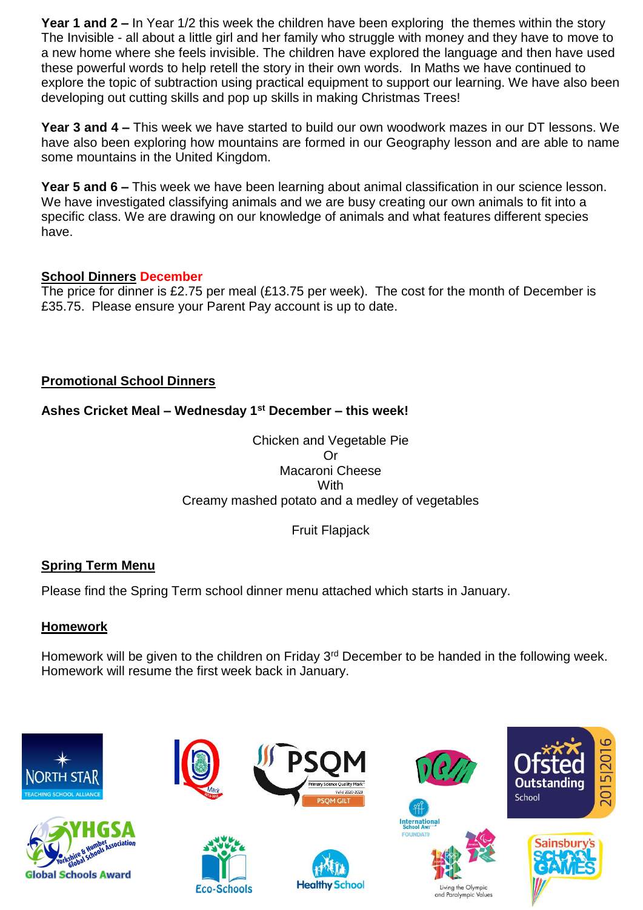**Year 1 and 2 –** In Year 1/2 this week the children have been exploring the themes within the story The Invisible - all about a little girl and her family who struggle with money and they have to move to a new home where she feels invisible. The children have explored the language and then have used these powerful words to help retell the story in their own words. In Maths we have continued to explore the topic of subtraction using practical equipment to support our learning. We have also been developing out cutting skills and pop up skills in making Christmas Trees!

**Year 3 and 4 –** This week we have started to build our own woodwork mazes in our DT lessons. We have also been exploring how mountains are formed in our Geography lesson and are able to name some mountains in the United Kingdom.

**Year 5 and 6 –** This week we have been learning about animal classification in our science lesson. We have investigated classifying animals and we are busy creating our own animals to fit into a specific class. We are drawing on our knowledge of animals and what features different species have.

## School Dinners December

The price for dinner is £2.75 per meal (£13.75 per week). The cost for the month of December is £35.75. Please ensure your Parent Pay account is up to date.

## Promotional School Dinners

**Ashes Cricket Meal – Wednesday 1st December – this week!**

Chicken and Vegetable Pie
Or
Macaroni Cheese
With
Creamy mashed potato and a medley of vegetables

Fruit Flapjack

## Spring Term Menu

Please find the Spring Term school dinner menu attached which starts in January.

## Homework

Homework will be given to the children on Friday 3rd December to be handed in the following week. Homework will resume the first week back in January.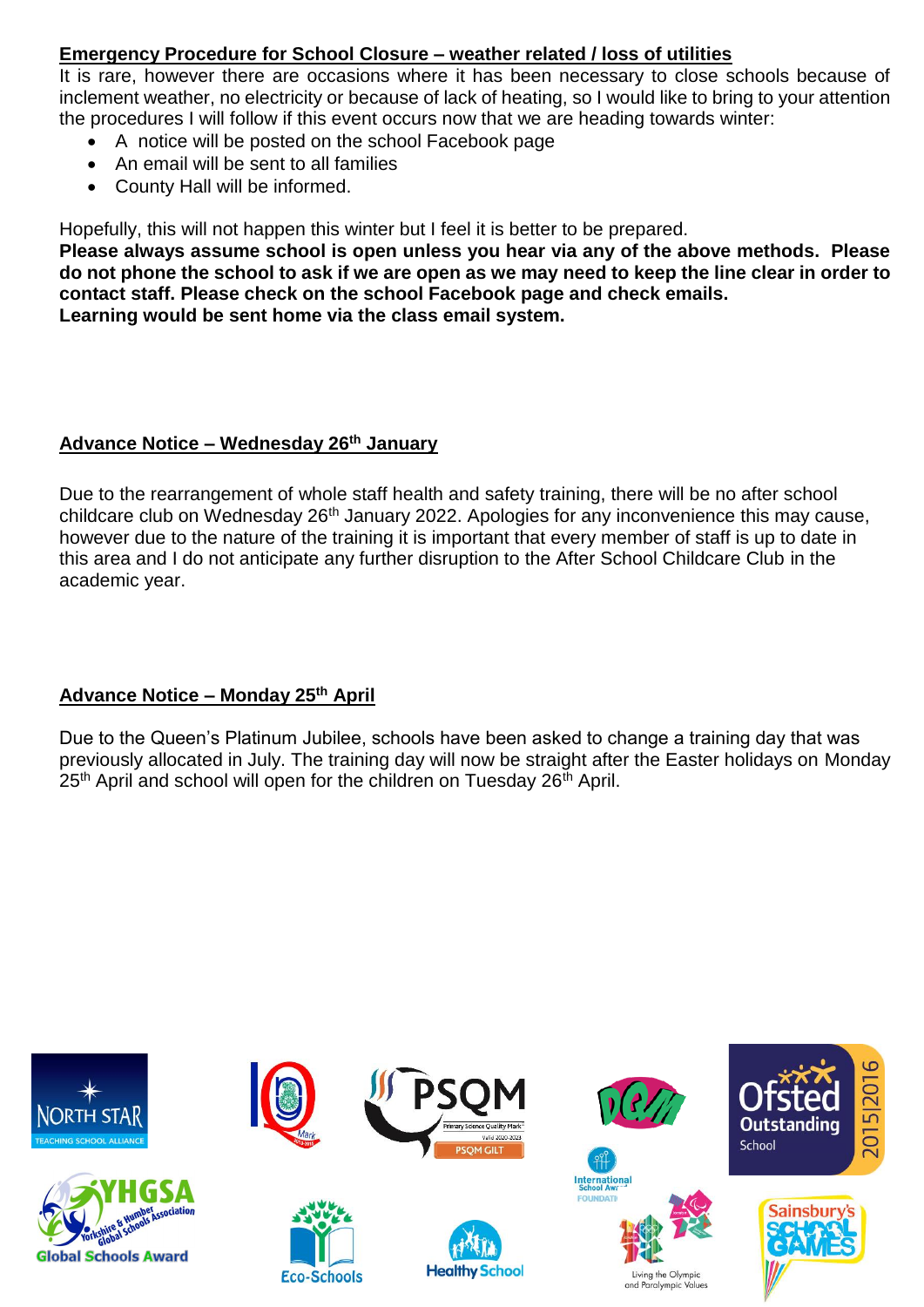**Emergency Procedure for School Closure – weather related / loss of utilities**

It is rare, however there are occasions where it has been necessary to close schools because of inclement weather, no electricity or because of lack of heating, so I would like to bring to your attention the procedures I will follow if this event occurs now that we are heading towards winter:

- A notice will be posted on the school Facebook page
- An email will be sent to all families
- County Hall will be informed.

Hopefully, this will not happen this winter but I feel it is better to be prepared.

**Please always assume school is open unless you hear via any of the above methods. Please do not phone the school to ask if we are open as we may need to keep the line clear in order to contact staff. Please check on the school Facebook page and check emails.**
**Learning would be sent home via the class email system.**

**Advance Notice – Wednesday 26th January**

Due to the rearrangement of whole staff health and safety training, there will be no after school childcare club on Wednesday 26th January 2022. Apologies for any inconvenience this may cause, however due to the nature of the training it is important that every member of staff is up to date in this area and I do not anticipate any further disruption to the After School Childcare Club in the academic year.

**Advance Notice – Monday 25th April**

Due to the Queen's Platinum Jubilee, schools have been asked to change a training day that was previously allocated in July. The training day will now be straight after the Easter holidays on Monday 25th April and school will open for the children on Tuesday 26th April.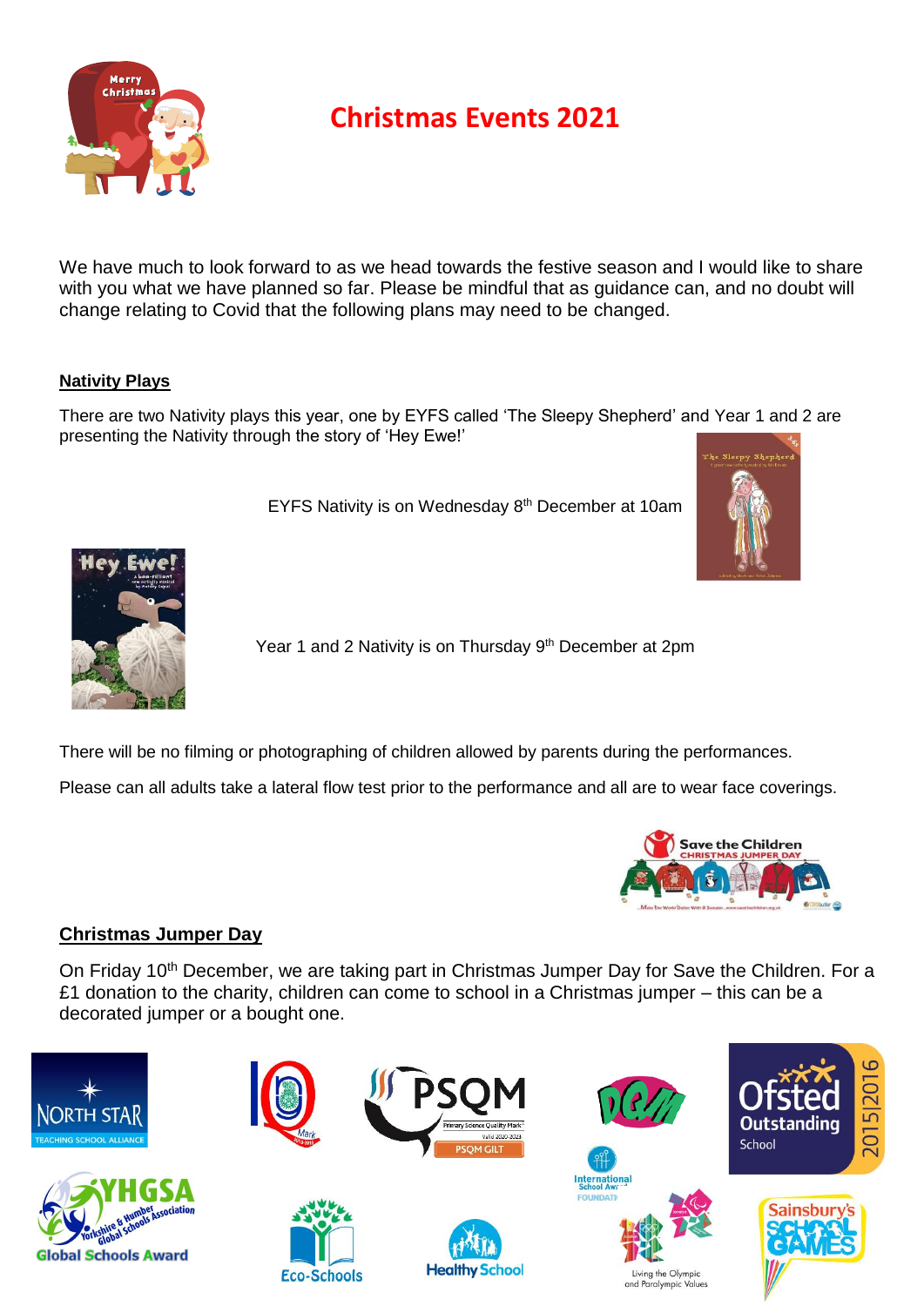# Christmas Events 2021

We have much to look forward to as we head towards the festive season and I would like to share with you what we have planned so far. Please be mindful that as guidance can, and no doubt will change relating to Covid that the following plans may need to be changed.

## Nativity Plays

There are two Nativity plays this year, one by EYFS called 'The Sleepy Shepherd' and Year 1 and 2 are presenting the Nativity through the story of 'Hey Ewe!'

EYFS Nativity is on Wednesday 8th December at 10am

Year 1 and 2 Nativity is on Thursday 9th December at 2pm

There will be no filming or photographing of children allowed by parents during the performances.

Please can all adults take a lateral flow test prior to the performance and all are to wear face coverings.

## Christmas Jumper Day

On Friday 10th December, we are taking part in Christmas Jumper Day for Save the Children. For a £1 donation to the charity, children can come to school in a Christmas jumper – this can be a decorated jumper or a bought one.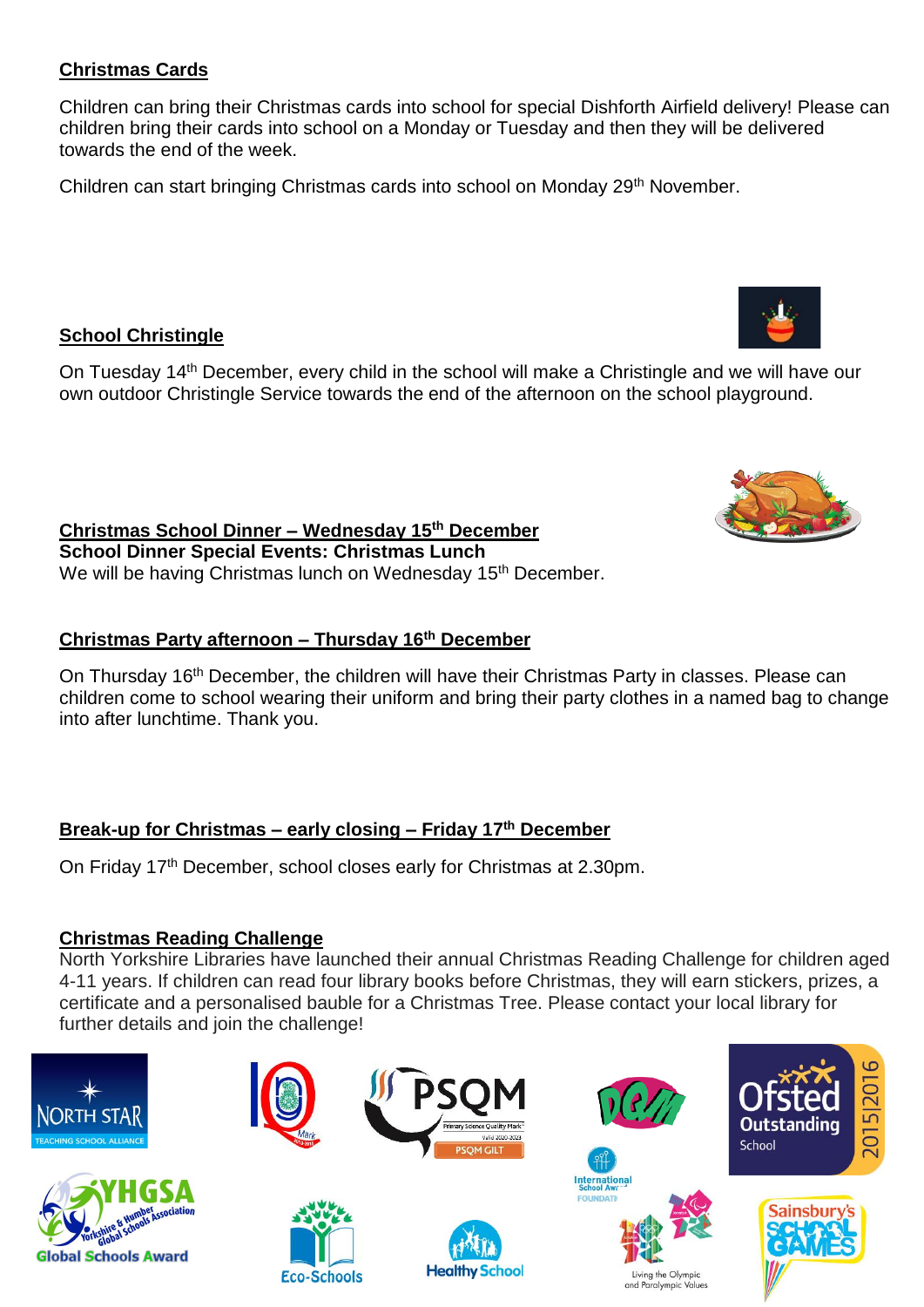## Christmas Cards

Children can bring their Christmas cards into school for special Dishforth Airfield delivery! Please can children bring their cards into school on a Monday or Tuesday and then they will be delivered towards the end of the week.

Children can start bringing Christmas cards into school on Monday 29th November.

## School Christingle

On Tuesday 14th December, every child in the school will make a Christingle and we will have our own outdoor Christingle Service towards the end of the afternoon on the school playground.

## Christmas School Dinner – Wednesday 15th December

**School Dinner Special Events: Christmas Lunch**

We will be having Christmas lunch on Wednesday 15th December.

## Christmas Party afternoon – Thursday 16th December

On Thursday 16th December, the children will have their Christmas Party in classes. Please can children come to school wearing their uniform and bring their party clothes in a named bag to change into after lunchtime. Thank you.

## Break-up for Christmas – early closing – Friday 17th December

On Friday 17th December, school closes early for Christmas at 2.30pm.

## Christmas Reading Challenge

North Yorkshire Libraries have launched their annual Christmas Reading Challenge for children aged 4-11 years. If children can read four library books before Christmas, they will earn stickers, prizes, a certificate and a personalised bauble for a Christmas Tree. Please contact your local library for further details and join the challenge!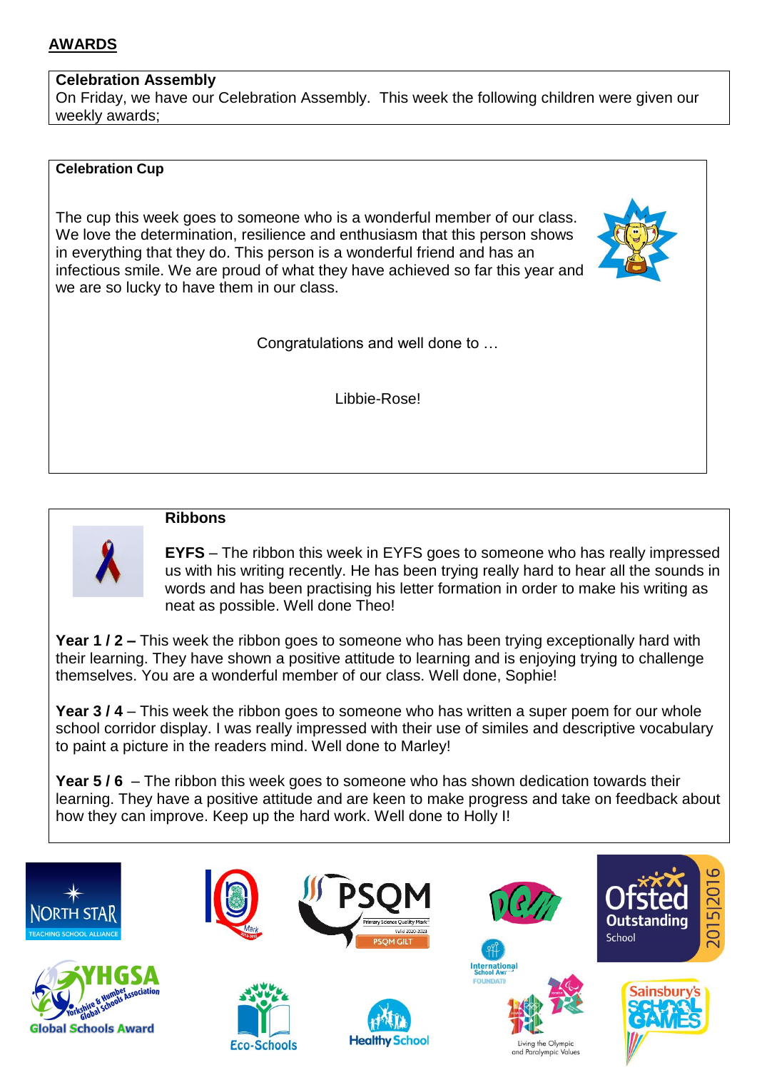## AWARDS

**Celebration Assembly**
On Friday, we have our Celebration Assembly. This week the following children were given our weekly awards;

**Celebration Cup**

The cup this week goes to someone who is a wonderful member of our class. We love the determination, resilience and enthusiasm that this person shows in everything that they do. This person is a wonderful friend and has an infectious smile. We are proud of what they have achieved so far this year and we are so lucky to have them in our class.

Congratulations and well done to …

Libbie-Rose!

**Ribbons**

**EYFS** – The ribbon this week in EYFS goes to someone who has really impressed us with his writing recently. He has been trying really hard to hear all the sounds in words and has been practising his letter formation in order to make his writing as neat as possible. Well done Theo!

**Year 1 / 2 –** This week the ribbon goes to someone who has been trying exceptionally hard with their learning. They have shown a positive attitude to learning and is enjoying trying to challenge themselves. You are a wonderful member of our class. Well done, Sophie!

**Year 3 / 4** – This week the ribbon goes to someone who has written a super poem for our whole school corridor display. I was really impressed with their use of similes and descriptive vocabulary to paint a picture in the readers mind. Well done to Marley!

**Year 5 / 6** – The ribbon this week goes to someone who has shown dedication towards their learning. They have a positive attitude and are keen to make progress and take on feedback about how they can improve. Keep up the hard work. Well done to Holly I!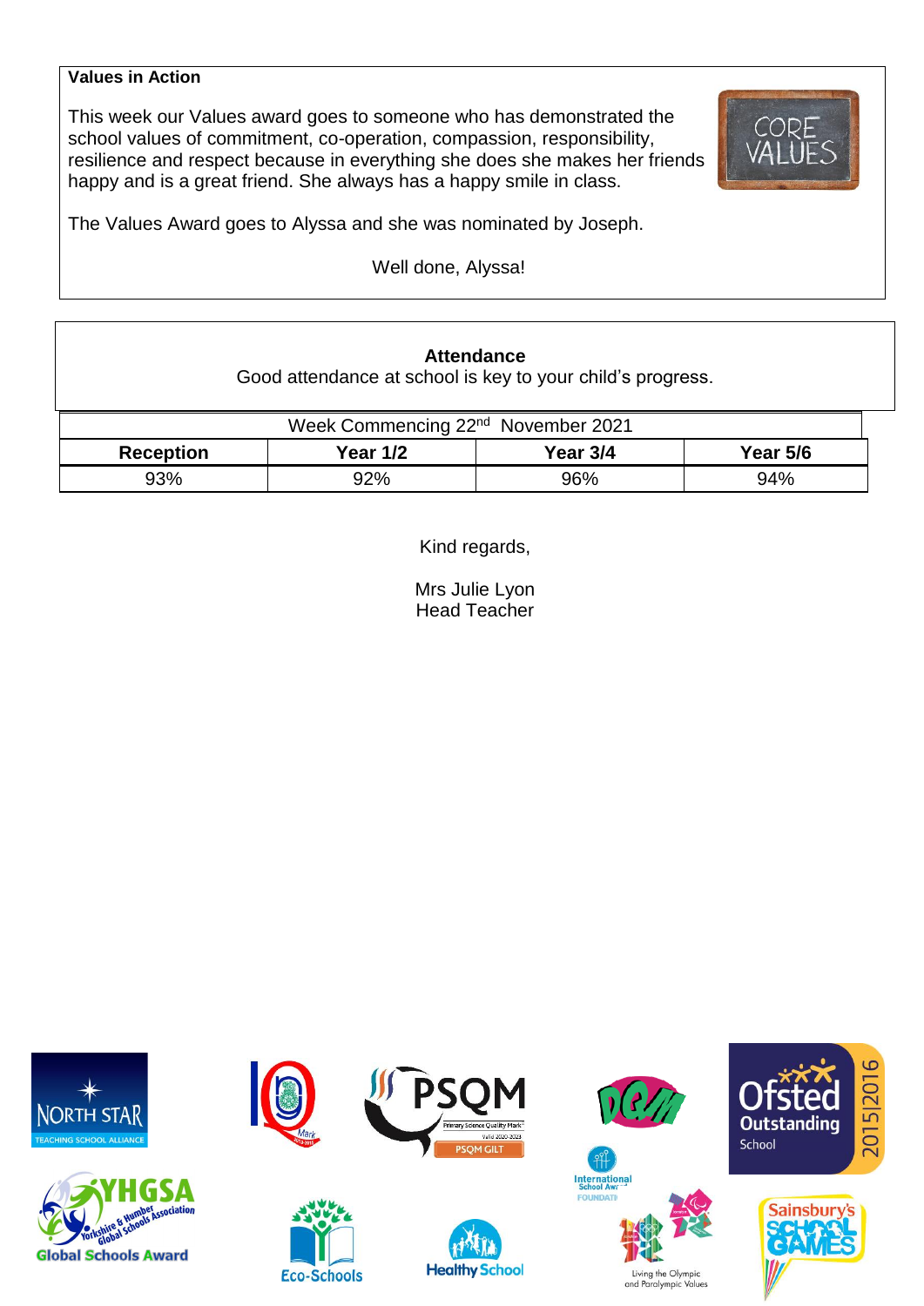**Values in Action**

This week our Values award goes to someone who has demonstrated the school values of commitment, co-operation, compassion, responsibility, resilience and respect because in everything she does she makes her friends happy and is a great friend. She always has a happy smile in class.

The Values Award goes to Alyssa and she was nominated by Joseph.

Well done, Alyssa!

**Attendance**

Good attendance at school is key to your child's progress.

| Week Commencing 22nd November 2021 | | | |
|---|---|---|---|
| **Reception** | **Year 1/2** | **Year 3/4** | **Year 5/6** |
| 93% | 92% | 96% | 94% |

Kind regards,

Mrs Julie Lyon
Head Teacher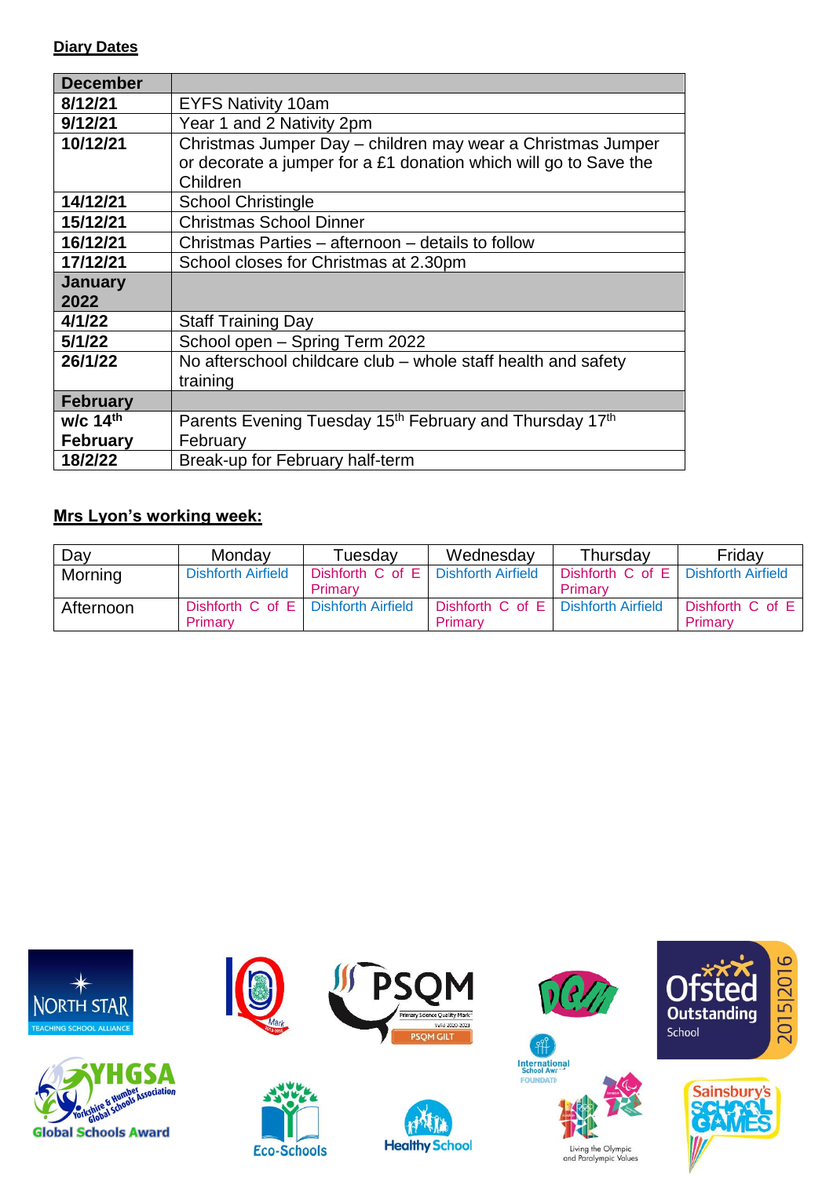**Diary Dates**

| | |
|---|---|
| **December** | |
| **8/12/21** | EYFS Nativity 10am |
| **9/12/21** | Year 1 and 2 Nativity 2pm |
| **10/12/21** | Christmas Jumper Day – children may wear a Christmas Jumper or decorate a jumper for a £1 donation which will go to Save the Children |
| **14/12/21** | School Christingle |
| **15/12/21** | Christmas School Dinner |
| **16/12/21** | Christmas Parties – afternoon – details to follow |
| **17/12/21** | School closes for Christmas at 2.30pm |
| **January 2022** | |
| **4/1/22** | Staff Training Day |
| **5/1/22** | School open – Spring Term 2022 |
| **26/1/22** | No afterschool childcare club – whole staff health and safety training |
| **February** | |
| **w/c 14th February** | Parents Evening Tuesday 15th February and Thursday 17th February |
| **18/2/22** | Break-up for February half-term |

**Mrs Lyon's working week:**

| Day | Monday | Tuesday | Wednesday | Thursday | Friday |
|---|---|---|---|---|---|
| Morning | Dishforth Airfield | Dishforth C of E Primary | Dishforth Airfield | Dishforth C of E Primary | Dishforth Airfield |
| Afternoon | Dishforth C of E Primary | Dishforth Airfield | Dishforth C of E Primary | Dishforth Airfield | Dishforth C of E Primary |

NORTH STAR TEACHING SCHOOL ALLIANCE

PSQM Primary Science Quality Mark Valid 2020-2023 PSQM GILT

Ofsted Outstanding School 2015|2016

YHGSA Yorkshire & Humber Global Schools Association Global Schools Award

Eco-Schools

Healthy School

International School Award FOUNDATION

Living the Olympic and Paralympic Values

Sainsbury's SCHOOL GAMES